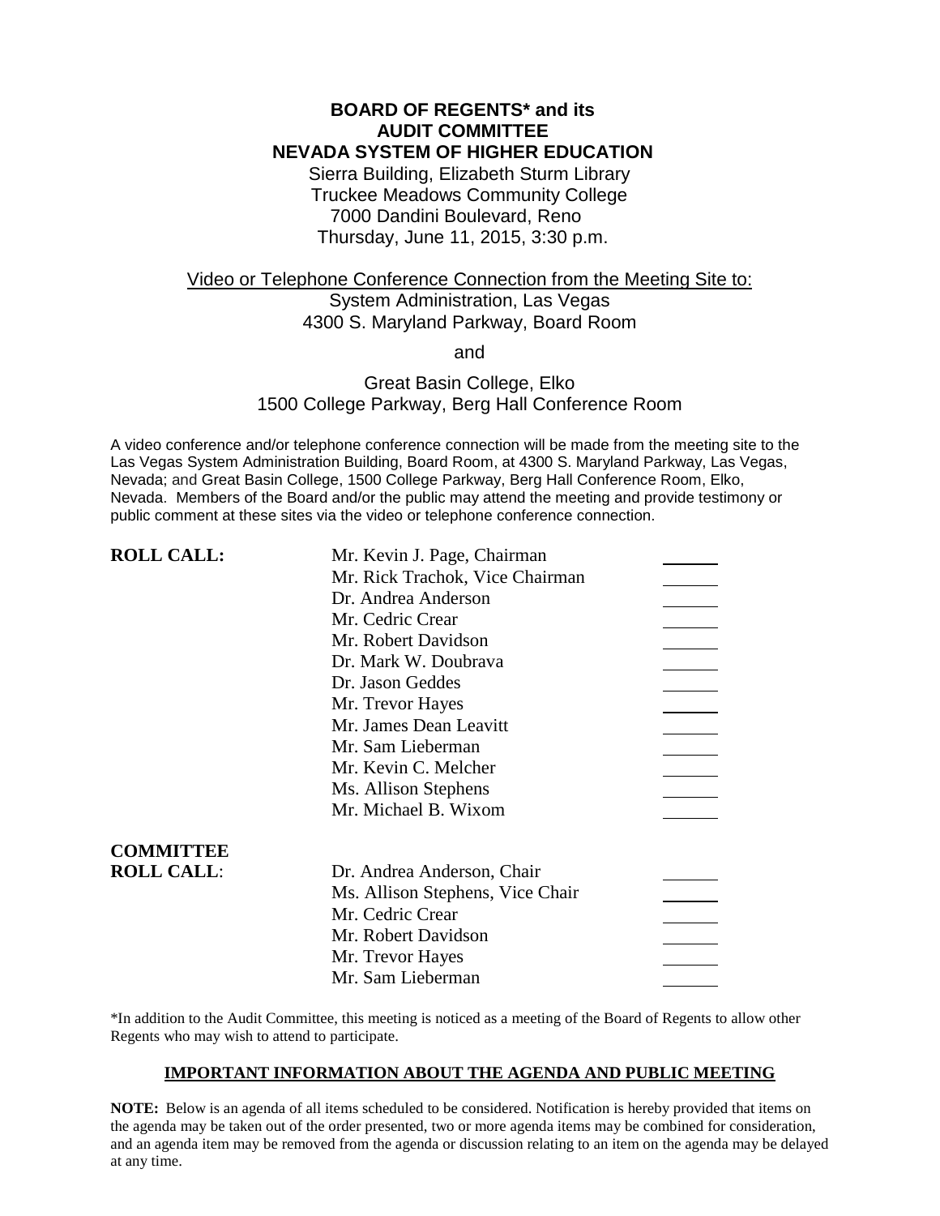**BOARD OF REGENTS* and its**
**AUDIT COMMITTEE**
**NEVADA SYSTEM OF HIGHER EDUCATION**

Sierra Building, Elizabeth Sturm Library
Truckee Meadows Community College
7000 Dandini Boulevard, Reno
Thursday, June 11, 2015, 3:30 p.m.

Video or Telephone Conference Connection from the Meeting Site to:
System Administration, Las Vegas
4300 S. Maryland Parkway, Board Room

and

Great Basin College, Elko
1500 College Parkway, Berg Hall Conference Room

A video conference and/or telephone conference connection will be made from the meeting site to the Las Vegas System Administration Building, Board Room, at 4300 S. Maryland Parkway, Las Vegas, Nevada; and Great Basin College, 1500 College Parkway, Berg Hall Conference Room, Elko, Nevada. Members of the Board and/or the public may attend the meeting and provide testimony or public comment at these sites via the video or telephone conference connection.

| **ROLL CALL:** | Mr. Kevin J. Page, Chairman | ______ |
|---|---|---|
| | Mr. Rick Trachok, Vice Chairman | ______ |
| | Dr. Andrea Anderson | ______ |
| | Mr. Cedric Crear | ______ |
| | Mr. Robert Davidson | ______ |
| | Dr. Mark W. Doubrava | ______ |
| | Dr. Jason Geddes | ______ |
| | Mr. Trevor Hayes | ______ |
| | Mr. James Dean Leavitt | ______ |
| | Mr. Sam Lieberman | ______ |
| | Mr. Kevin C. Melcher | ______ |
| | Ms. Allison Stephens | ______ |
| | Mr. Michael B. Wixom | ______ |

| **COMMITTEE ROLL CALL:** | Dr. Andrea Anderson, Chair | ______ |
|---|---|---|
| | Ms. Allison Stephens, Vice Chair | ______ |
| | Mr. Cedric Crear | ______ |
| | Mr. Robert Davidson | ______ |
| | Mr. Trevor Hayes | ______ |
| | Mr. Sam Lieberman | ______ |

*In addition to the Audit Committee, this meeting is noticed as a meeting of the Board of Regents to allow other Regents who may wish to attend to participate.

## IMPORTANT INFORMATION ABOUT THE AGENDA AND PUBLIC MEETING

**NOTE:** Below is an agenda of all items scheduled to be considered. Notification is hereby provided that items on the agenda may be taken out of the order presented, two or more agenda items may be combined for consideration, and an agenda item may be removed from the agenda or discussion relating to an item on the agenda may be delayed at any time.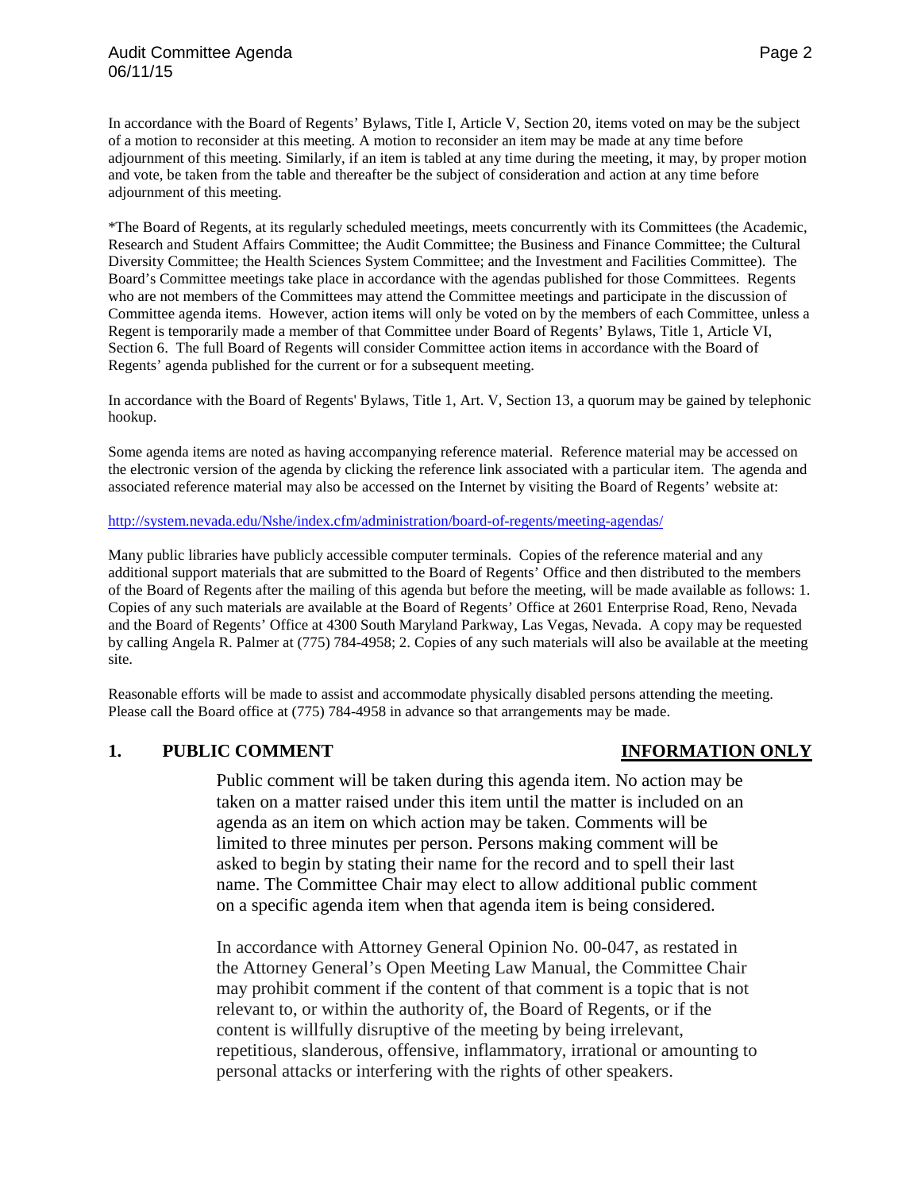In accordance with the Board of Regents' Bylaws, Title I, Article V, Section 20, items voted on may be the subject of a motion to reconsider at this meeting. A motion to reconsider an item may be made at any time before adjournment of this meeting. Similarly, if an item is tabled at any time during the meeting, it may, by proper motion and vote, be taken from the table and thereafter be the subject of consideration and action at any time before adjournment of this meeting.

*The Board of Regents, at its regularly scheduled meetings, meets concurrently with its Committees (the Academic, Research and Student Affairs Committee; the Audit Committee; the Business and Finance Committee; the Cultural Diversity Committee; the Health Sciences System Committee; and the Investment and Facilities Committee). The Board's Committee meetings take place in accordance with the agendas published for those Committees. Regents who are not members of the Committees may attend the Committee meetings and participate in the discussion of Committee agenda items. However, action items will only be voted on by the members of each Committee, unless a Regent is temporarily made a member of that Committee under Board of Regents' Bylaws, Title 1, Article VI, Section 6. The full Board of Regents will consider Committee action items in accordance with the Board of Regents' agenda published for the current or for a subsequent meeting.

In accordance with the Board of Regents' Bylaws, Title 1, Art. V, Section 13, a quorum may be gained by telephonic hookup.

Some agenda items are noted as having accompanying reference material. Reference material may be accessed on the electronic version of the agenda by clicking the reference link associated with a particular item. The agenda and associated reference material may also be accessed on the Internet by visiting the Board of Regents' website at:

http://system.nevada.edu/Nshe/index.cfm/administration/board-of-regents/meeting-agendas/

Many public libraries have publicly accessible computer terminals. Copies of the reference material and any additional support materials that are submitted to the Board of Regents' Office and then distributed to the members of the Board of Regents after the mailing of this agenda but before the meeting, will be made available as follows: 1. Copies of any such materials are available at the Board of Regents' Office at 2601 Enterprise Road, Reno, Nevada and the Board of Regents' Office at 4300 South Maryland Parkway, Las Vegas, Nevada. A copy may be requested by calling Angela R. Palmer at (775) 784-4958; 2. Copies of any such materials will also be available at the meeting site.

Reasonable efforts will be made to assist and accommodate physically disabled persons attending the meeting. Please call the Board office at (775) 784-4958 in advance so that arrangements may be made.

## 1. PUBLIC COMMENT — INFORMATION ONLY

Public comment will be taken during this agenda item. No action may be taken on a matter raised under this item until the matter is included on an agenda as an item on which action may be taken. Comments will be limited to three minutes per person. Persons making comment will be asked to begin by stating their name for the record and to spell their last name. The Committee Chair may elect to allow additional public comment on a specific agenda item when that agenda item is being considered.

In accordance with Attorney General Opinion No. 00-047, as restated in the Attorney General's Open Meeting Law Manual, the Committee Chair may prohibit comment if the content of that comment is a topic that is not relevant to, or within the authority of, the Board of Regents, or if the content is willfully disruptive of the meeting by being irrelevant, repetitious, slanderous, offensive, inflammatory, irrational or amounting to personal attacks or interfering with the rights of other speakers.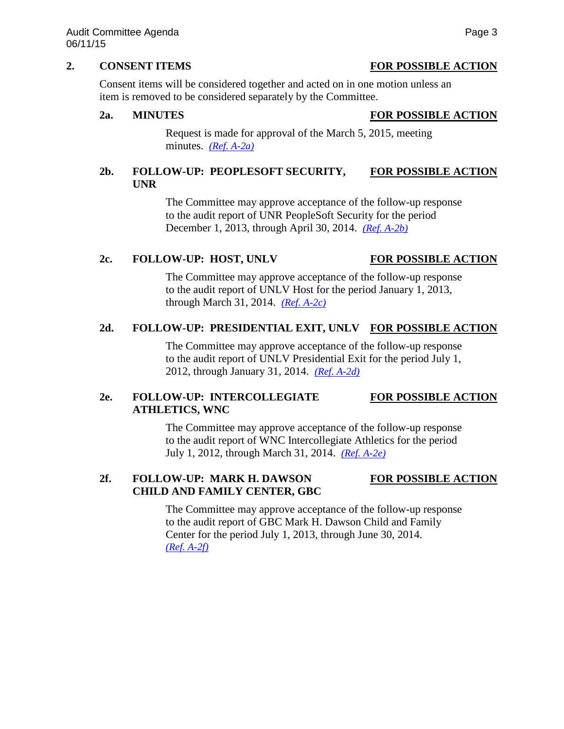## 2. CONSENT ITEMS — FOR POSSIBLE ACTION

Consent items will be considered together and acted on in one motion unless an item is removed to be considered separately by the Committee.

### 2a. MINUTES — FOR POSSIBLE ACTION

Request is made for approval of the March 5, 2015, meeting minutes. *(Ref. A-2a)*

### 2b. FOLLOW-UP: PEOPLESOFT SECURITY, UNR — FOR POSSIBLE ACTION

The Committee may approve acceptance of the follow-up response to the audit report of UNR PeopleSoft Security for the period December 1, 2013, through April 30, 2014. *(Ref. A-2b)*

### 2c. FOLLOW-UP: HOST, UNLV — FOR POSSIBLE ACTION

The Committee may approve acceptance of the follow-up response to the audit report of UNLV Host for the period January 1, 2013, through March 31, 2014. *(Ref. A-2c)*

### 2d. FOLLOW-UP: PRESIDENTIAL EXIT, UNLV — FOR POSSIBLE ACTION

The Committee may approve acceptance of the follow-up response to the audit report of UNLV Presidential Exit for the period July 1, 2012, through January 31, 2014. *(Ref. A-2d)*

### 2e. FOLLOW-UP: INTERCOLLEGIATE ATHLETICS, WNC — FOR POSSIBLE ACTION

The Committee may approve acceptance of the follow-up response to the audit report of WNC Intercollegiate Athletics for the period July 1, 2012, through March 31, 2014. *(Ref. A-2e)*

### 2f. FOLLOW-UP: MARK H. DAWSON CHILD AND FAMILY CENTER, GBC — FOR POSSIBLE ACTION

The Committee may approve acceptance of the follow-up response to the audit report of GBC Mark H. Dawson Child and Family Center for the period July 1, 2013, through June 30, 2014. *(Ref. A-2f)*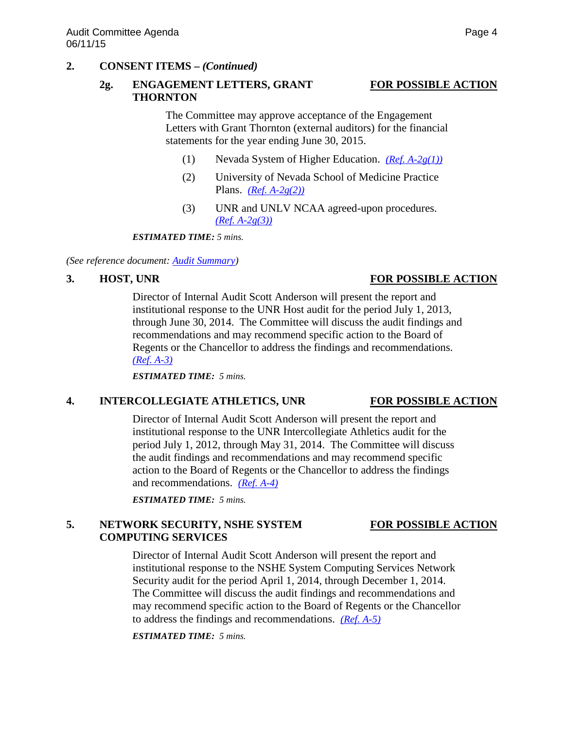## 2. CONSENT ITEMS – *(Continued)*

### 2g. ENGAGEMENT LETTERS, GRANT THORNTON — FOR POSSIBLE ACTION

The Committee may approve acceptance of the Engagement Letters with Grant Thornton (external auditors) for the financial statements for the year ending June 30, 2015.

(1) Nevada System of Higher Education. *(Ref. A-2g(1))*

(2) University of Nevada School of Medicine Practice Plans. *(Ref. A-2g(2))*

(3) UNR and UNLV NCAA agreed-upon procedures. *(Ref. A-2g(3))*

***ESTIMATED TIME:*** *5 mins.*

*(See reference document: Audit Summary)*

## 3. HOST, UNR — FOR POSSIBLE ACTION

Director of Internal Audit Scott Anderson will present the report and institutional response to the UNR Host audit for the period July 1, 2013, through June 30, 2014. The Committee will discuss the audit findings and recommendations and may recommend specific action to the Board of Regents or the Chancellor to address the findings and recommendations. *(Ref. A-3)*

***ESTIMATED TIME:*** *5 mins.*

## 4. INTERCOLLEGIATE ATHLETICS, UNR — FOR POSSIBLE ACTION

Director of Internal Audit Scott Anderson will present the report and institutional response to the UNR Intercollegiate Athletics audit for the period July 1, 2012, through May 31, 2014. The Committee will discuss the audit findings and recommendations and may recommend specific action to the Board of Regents or the Chancellor to address the findings and recommendations. *(Ref. A-4)*

***ESTIMATED TIME:*** *5 mins.*

## 5. NETWORK SECURITY, NSHE SYSTEM COMPUTING SERVICES — FOR POSSIBLE ACTION

Director of Internal Audit Scott Anderson will present the report and institutional response to the NSHE System Computing Services Network Security audit for the period April 1, 2014, through December 1, 2014. The Committee will discuss the audit findings and recommendations and may recommend specific action to the Board of Regents or the Chancellor to address the findings and recommendations. *(Ref. A-5)*

***ESTIMATED TIME:*** *5 mins.*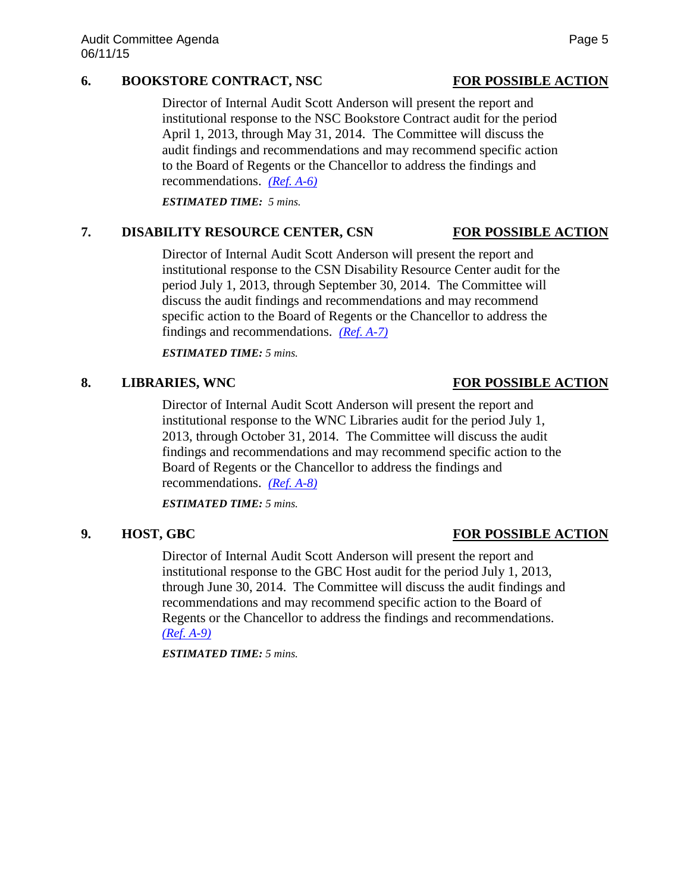**6. BOOKSTORE CONTRACT, NSC** **FOR POSSIBLE ACTION**

Director of Internal Audit Scott Anderson will present the report and institutional response to the NSC Bookstore Contract audit for the period April 1, 2013, through May 31, 2014. The Committee will discuss the audit findings and recommendations and may recommend specific action to the Board of Regents or the Chancellor to address the findings and recommendations. *(Ref. A-6)*

***ESTIMATED TIME:*** *5 mins.*

**7. DISABILITY RESOURCE CENTER, CSN** **FOR POSSIBLE ACTION**

Director of Internal Audit Scott Anderson will present the report and institutional response to the CSN Disability Resource Center audit for the period July 1, 2013, through September 30, 2014. The Committee will discuss the audit findings and recommendations and may recommend specific action to the Board of Regents or the Chancellor to address the findings and recommendations. *(Ref. A-7)*

***ESTIMATED TIME:*** *5 mins.*

**8. LIBRARIES, WNC** **FOR POSSIBLE ACTION**

Director of Internal Audit Scott Anderson will present the report and institutional response to the WNC Libraries audit for the period July 1, 2013, through October 31, 2014. The Committee will discuss the audit findings and recommendations and may recommend specific action to the Board of Regents or the Chancellor to address the findings and recommendations. *(Ref. A-8)*

***ESTIMATED TIME:*** *5 mins.*

**9. HOST, GBC** **FOR POSSIBLE ACTION**

Director of Internal Audit Scott Anderson will present the report and institutional response to the GBC Host audit for the period July 1, 2013, through June 30, 2014. The Committee will discuss the audit findings and recommendations and may recommend specific action to the Board of Regents or the Chancellor to address the findings and recommendations. *(Ref. A-9)*

***ESTIMATED TIME:*** *5 mins.*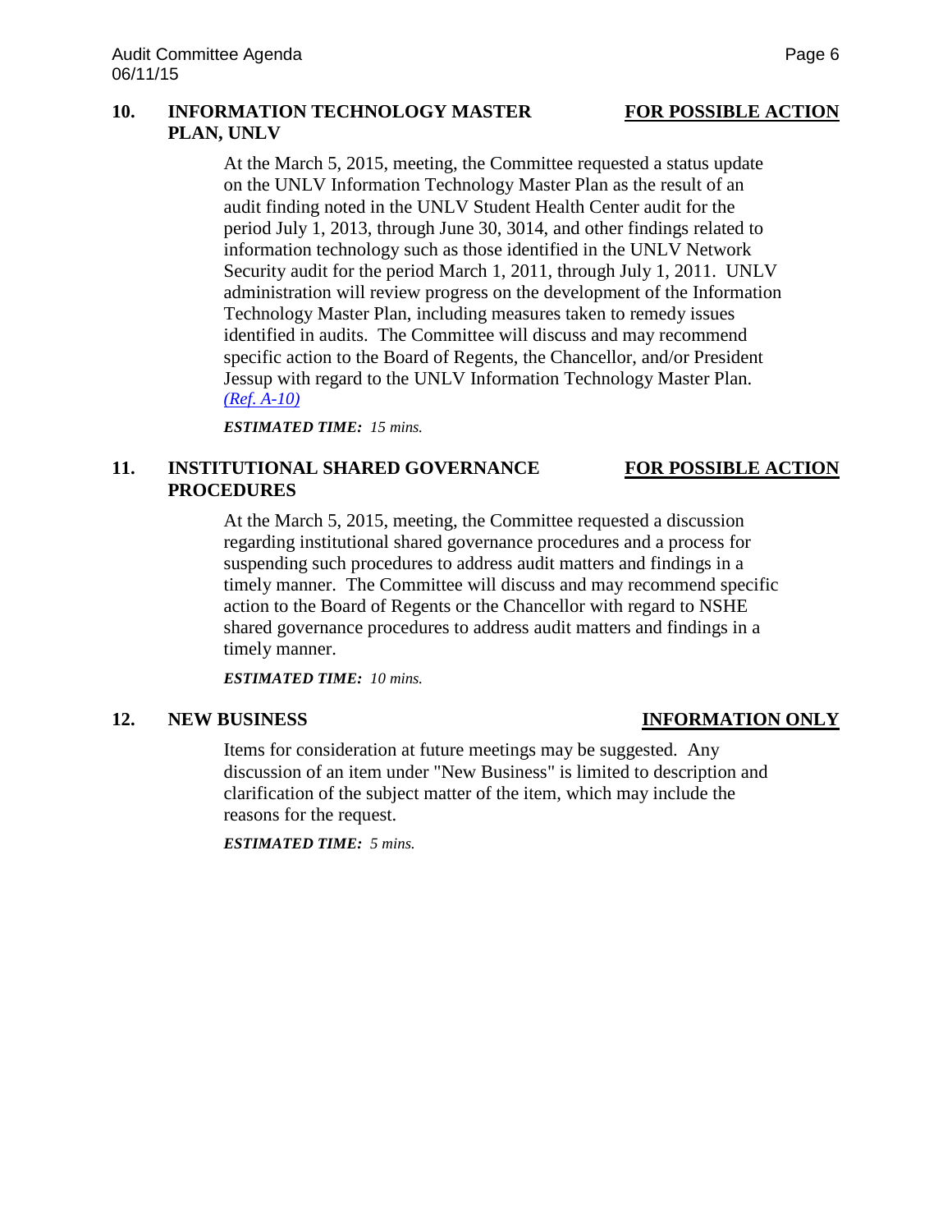**10. INFORMATION TECHNOLOGY MASTER PLAN, UNLV** **FOR POSSIBLE ACTION**

At the March 5, 2015, meeting, the Committee requested a status update on the UNLV Information Technology Master Plan as the result of an audit finding noted in the UNLV Student Health Center audit for the period July 1, 2013, through June 30, 3014, and other findings related to information technology such as those identified in the UNLV Network Security audit for the period March 1, 2011, through July 1, 2011. UNLV administration will review progress on the development of the Information Technology Master Plan, including measures taken to remedy issues identified in audits. The Committee will discuss and may recommend specific action to the Board of Regents, the Chancellor, and/or President Jessup with regard to the UNLV Information Technology Master Plan. *(Ref. A-10)*

***ESTIMATED TIME:*** *15 mins.*

**11. INSTITUTIONAL SHARED GOVERNANCE PROCEDURES** **FOR POSSIBLE ACTION**

At the March 5, 2015, meeting, the Committee requested a discussion regarding institutional shared governance procedures and a process for suspending such procedures to address audit matters and findings in a timely manner. The Committee will discuss and may recommend specific action to the Board of Regents or the Chancellor with regard to NSHE shared governance procedures to address audit matters and findings in a timely manner.

***ESTIMATED TIME:*** *10 mins.*

**12. NEW BUSINESS** **INFORMATION ONLY**

Items for consideration at future meetings may be suggested. Any discussion of an item under "New Business" is limited to description and clarification of the subject matter of the item, which may include the reasons for the request.

***ESTIMATED TIME:*** *5 mins.*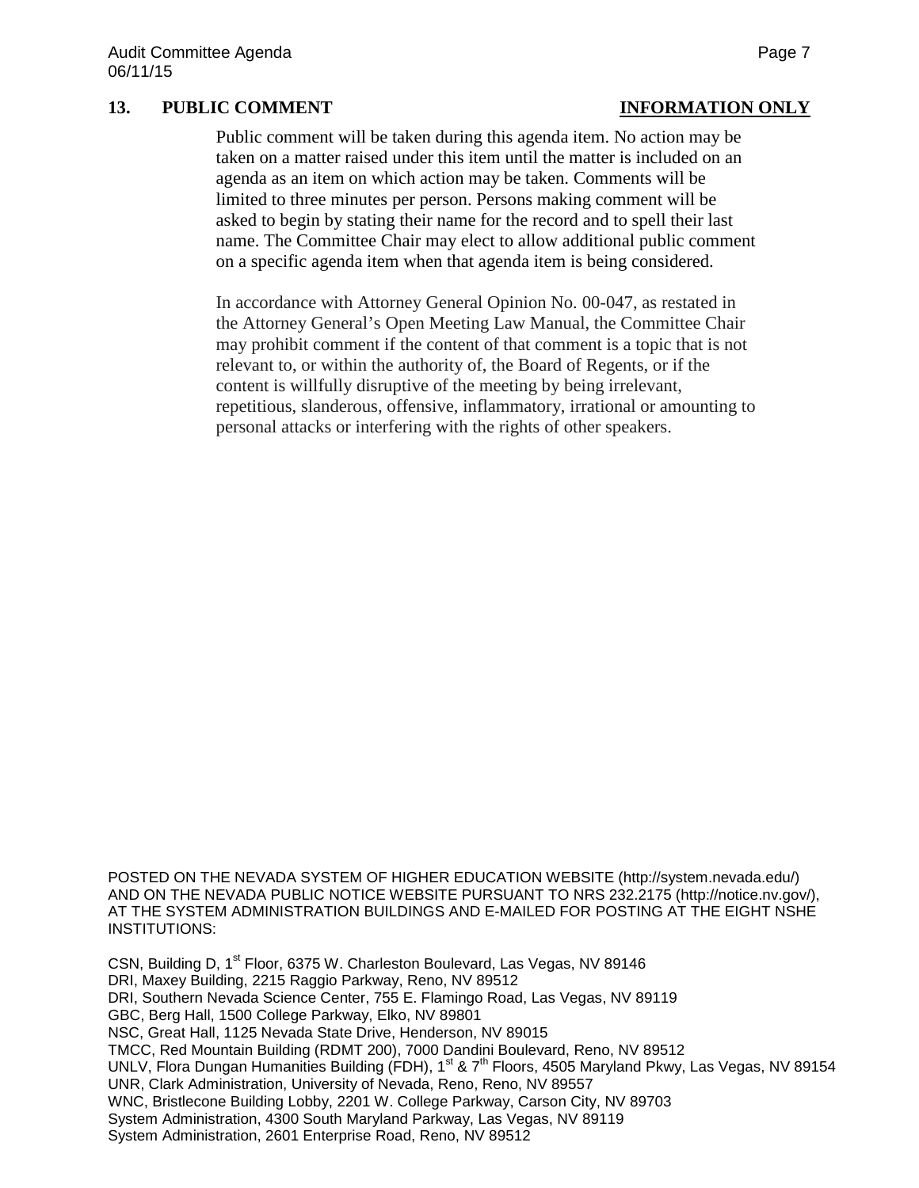## 13. PUBLIC COMMENT **INFORMATION ONLY**

Public comment will be taken during this agenda item. No action may be taken on a matter raised under this item until the matter is included on an agenda as an item on which action may be taken. Comments will be limited to three minutes per person. Persons making comment will be asked to begin by stating their name for the record and to spell their last name. The Committee Chair may elect to allow additional public comment on a specific agenda item when that agenda item is being considered.

In accordance with Attorney General Opinion No. 00-047, as restated in the Attorney General's Open Meeting Law Manual, the Committee Chair may prohibit comment if the content of that comment is a topic that is not relevant to, or within the authority of, the Board of Regents, or if the content is willfully disruptive of the meeting by being irrelevant, repetitious, slanderous, offensive, inflammatory, irrational or amounting to personal attacks or interfering with the rights of other speakers.

POSTED ON THE NEVADA SYSTEM OF HIGHER EDUCATION WEBSITE (http://system.nevada.edu/) AND ON THE NEVADA PUBLIC NOTICE WEBSITE PURSUANT TO NRS 232.2175 (http://notice.nv.gov/), AT THE SYSTEM ADMINISTRATION BUILDINGS AND E-MAILED FOR POSTING AT THE EIGHT NSHE INSTITUTIONS:

CSN, Building D, 1st Floor, 6375 W. Charleston Boulevard, Las Vegas, NV 89146
DRI, Maxey Building, 2215 Raggio Parkway, Reno, NV 89512
DRI, Southern Nevada Science Center, 755 E. Flamingo Road, Las Vegas, NV 89119
GBC, Berg Hall, 1500 College Parkway, Elko, NV 89801
NSC, Great Hall, 1125 Nevada State Drive, Henderson, NV 89015
TMCC, Red Mountain Building (RDMT 200), 7000 Dandini Boulevard, Reno, NV 89512
UNLV, Flora Dungan Humanities Building (FDH), 1st & 7th Floors, 4505 Maryland Pkwy, Las Vegas, NV 89154
UNR, Clark Administration, University of Nevada, Reno, Reno, NV 89557
WNC, Bristlecone Building Lobby, 2201 W. College Parkway, Carson City, NV 89703
System Administration, 4300 South Maryland Parkway, Las Vegas, NV 89119
System Administration, 2601 Enterprise Road, Reno, NV 89512